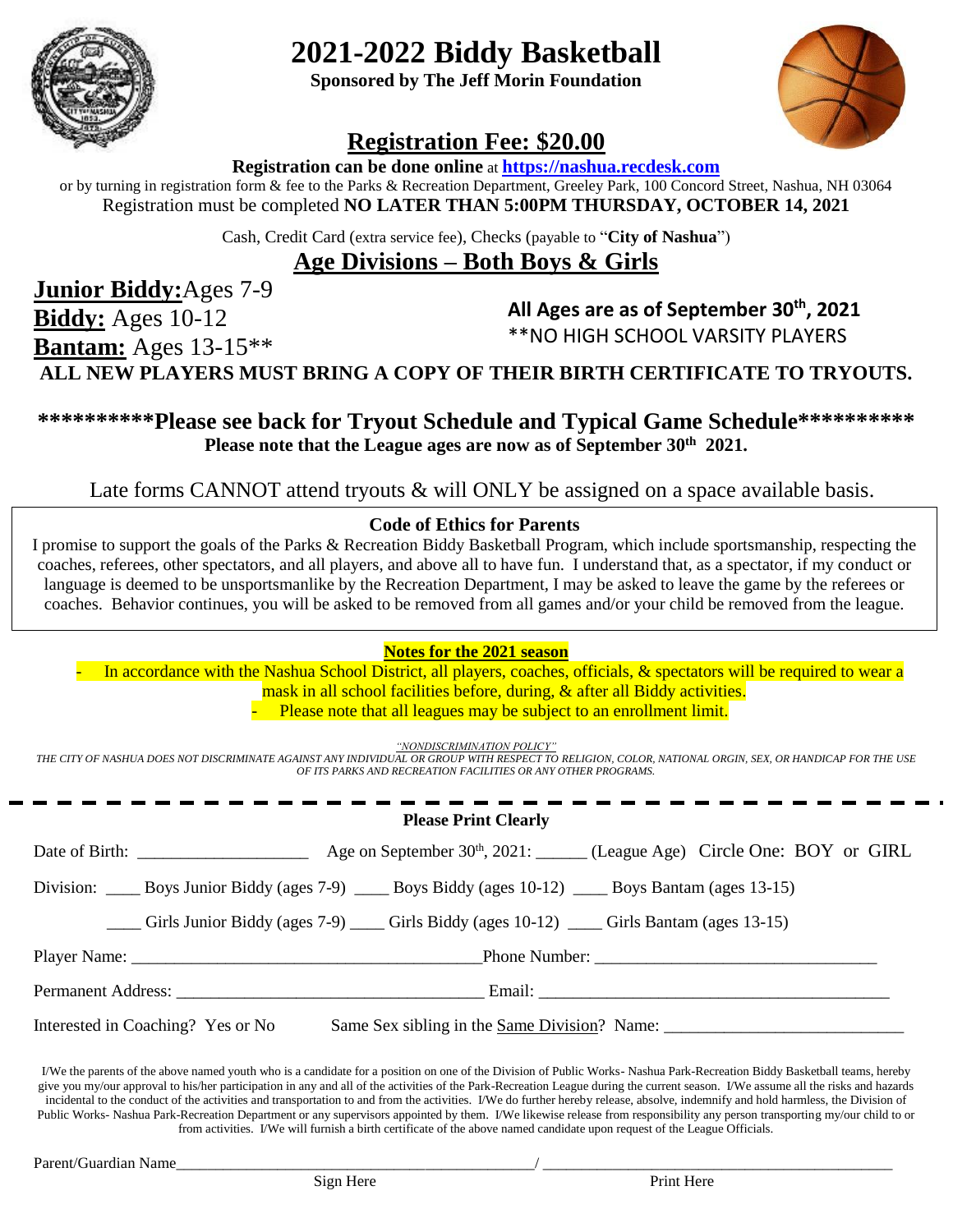# 2021-2022 Biddy Basketball

**Sponsored by The Jeff Morin Foundation**

## Registration Fee: $20.00

**Registration can be done online** at **https://nashua.recdesk.com**

or by turning in registration form & fee to the Parks & Recreation Department, Greeley Park, 100 Concord Street, Nashua, NH 03064

Registration must be completed **NO LATER THAN 5:00PM THURSDAY, OCTOBER 14, 2021**

Cash, Credit Card (extra service fee), Checks (payable to "**City of Nashua**")

## Age Divisions – Both Boys & Girls

**Junior Biddy:** Ages 7-9

**Biddy:** Ages 10-12

**Bantam:** Ages 13-15**

**All Ages are as of September 30th, 2021**

**NO HIGH SCHOOL VARSITY PLAYERS

**ALL NEW PLAYERS MUST BRING A COPY OF THEIR BIRTH CERTIFICATE TO TRYOUTS.**

**\*\*\*\*\*\*\*\*\*\*Please see back for Tryout Schedule and Typical Game Schedule\*\*\*\*\*\*\*\*\*\***

**Please note that the League ages are now as of September 30th 2021.**

Late forms CANNOT attend tryouts & will ONLY be assigned on a space available basis.

### Code of Ethics for Parents

I promise to support the goals of the Parks & Recreation Biddy Basketball Program, which include sportsmanship, respecting the coaches, referees, other spectators, and all players, and above all to have fun. I understand that, as a spectator, if my conduct or language is deemed to be unsportsmanlike by the Recreation Department, I may be asked to leave the game by the referees or coaches. Behavior continues, you will be asked to be removed from all games and/or your child be removed from the league.

**Notes for the 2021 season**

- In accordance with the Nashua School District, all players, coaches, officials, & spectators will be required to wear a mask in all school facilities before, during, & after all Biddy activities.
- Please note that all leagues may be subject to an enrollment limit.

*"NONDISCRIMINATION POLICY"*

*THE CITY OF NASHUA DOES NOT DISCRIMINATE AGAINST ANY INDIVIDUAL OR GROUP WITH RESPECT TO RELIGION, COLOR, NATIONAL ORGIN, SEX, OR HANDICAP FOR THE USE OF ITS PARKS AND RECREATION FACILITIES OR ANY OTHER PROGRAMS.*

---

**Please Print Clearly**

Date of Birth: ____________________ Age on September 30th, 2021: ______ (League Age) Circle One: BOY or GIRL

Division: ____ Boys Junior Biddy (ages 7-9) ____ Boys Biddy (ages 10-12) ____ Boys Bantam (ages 13-15)

____ Girls Junior Biddy (ages 7-9) ____ Girls Biddy (ages 10-12) ____ Girls Bantam (ages 13-15)

Player Name: ________________________________________ Phone Number: ________________________________

Permanent Address: ____________________________________ Email: __________________________________________

Interested in Coaching? Yes or No    Same Sex sibling in the Same Division? Name: ____________________________

I/We the parents of the above named youth who is a candidate for a position on one of the Division of Public Works- Nashua Park-Recreation Biddy Basketball teams, hereby give you my/our approval to his/her participation in any and all of the activities of the Park-Recreation League during the current season. I/We assume all the risks and hazards incidental to the conduct of the activities and transportation to and from the activities. I/We do further hereby release, absolve, indemnify and hold harmless, the Division of Public Works- Nashua Park-Recreation Department or any supervisors appointed by them. I/We likewise release from responsibility any person transporting my/our child to or from activities. I/We will furnish a birth certificate of the above named candidate upon request of the League Officials.

Parent/Guardian Name_______________________________________________/ _____________________________________________

Sign Here    Print Here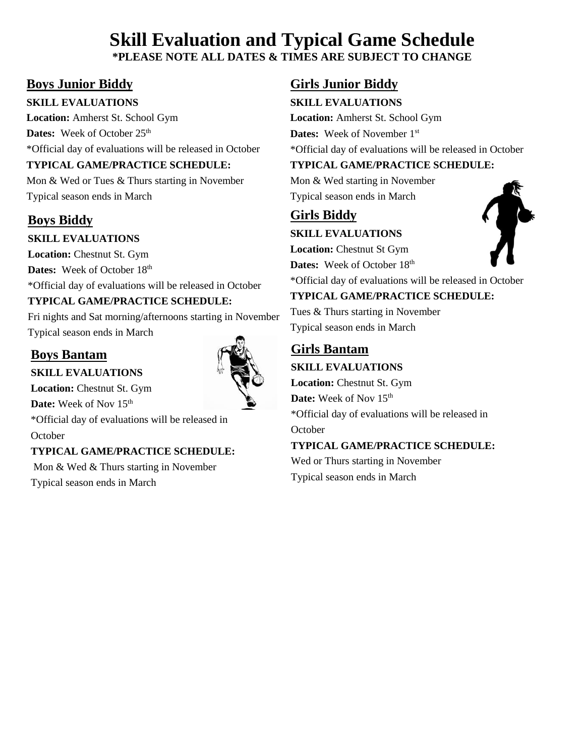# Skill Evaluation and Typical Game Schedule

**\*PLEASE NOTE ALL DATES & TIMES ARE SUBJECT TO CHANGE**

## Boys Junior Biddy

**SKILL EVALUATIONS**

**Location:** Amherst St. School Gym

**Dates:** Week of October 25th

*Official day of evaluations will be released in October

**TYPICAL GAME/PRACTICE SCHEDULE:**

Mon & Wed or Tues & Thurs starting in November

Typical season ends in March

## Boys Biddy

**SKILL EVALUATIONS**

**Location:** Chestnut St. Gym

**Dates:** Week of October 18th

*Official day of evaluations will be released in October

**TYPICAL GAME/PRACTICE SCHEDULE:**

Fri nights and Sat morning/afternoons starting in November

Typical season ends in March

## Boys Bantam

**SKILL EVALUATIONS**

**Location:** Chestnut St. Gym

**Date:** Week of Nov 15th

*Official day of evaluations will be released in October

**TYPICAL GAME/PRACTICE SCHEDULE:**

Mon & Wed & Thurs starting in November

Typical season ends in March

## Girls Junior Biddy

**SKILL EVALUATIONS**

**Location:** Amherst St. School Gym

**Dates:** Week of November 1st

*Official day of evaluations will be released in October

**TYPICAL GAME/PRACTICE SCHEDULE:**

Mon & Wed starting in November

Typical season ends in March

## Girls Biddy

**SKILL EVALUATIONS**

**Location:** Chestnut St Gym

**Dates:** Week of October 18th

*Official day of evaluations will be released in October

**TYPICAL GAME/PRACTICE SCHEDULE:**

Tues & Thurs starting in November

Typical season ends in March

## Girls Bantam

**SKILL EVALUATIONS**

**Location:** Chestnut St. Gym

**Date:** Week of Nov 15th

*Official day of evaluations will be released in October

**TYPICAL GAME/PRACTICE SCHEDULE:**

Wed or Thurs starting in November

Typical season ends in March